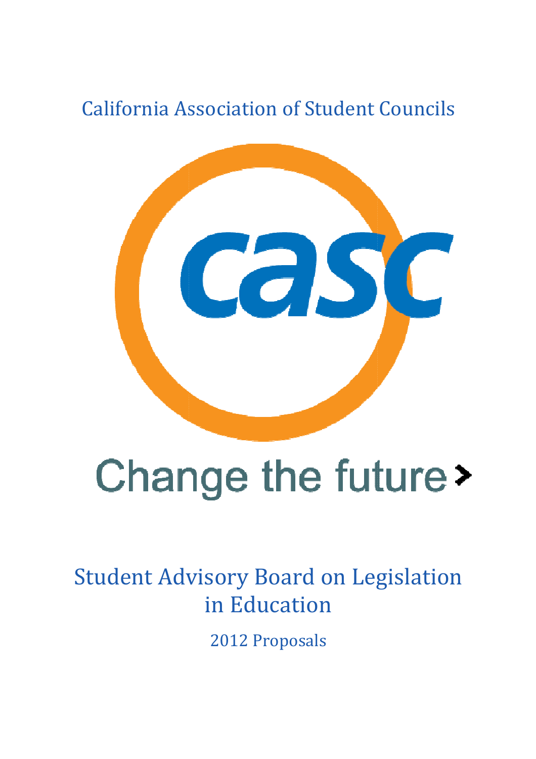California Association of Student Councils

casc

Change the future

# Student Advisory Board on Legislation in Education

2012 Proposals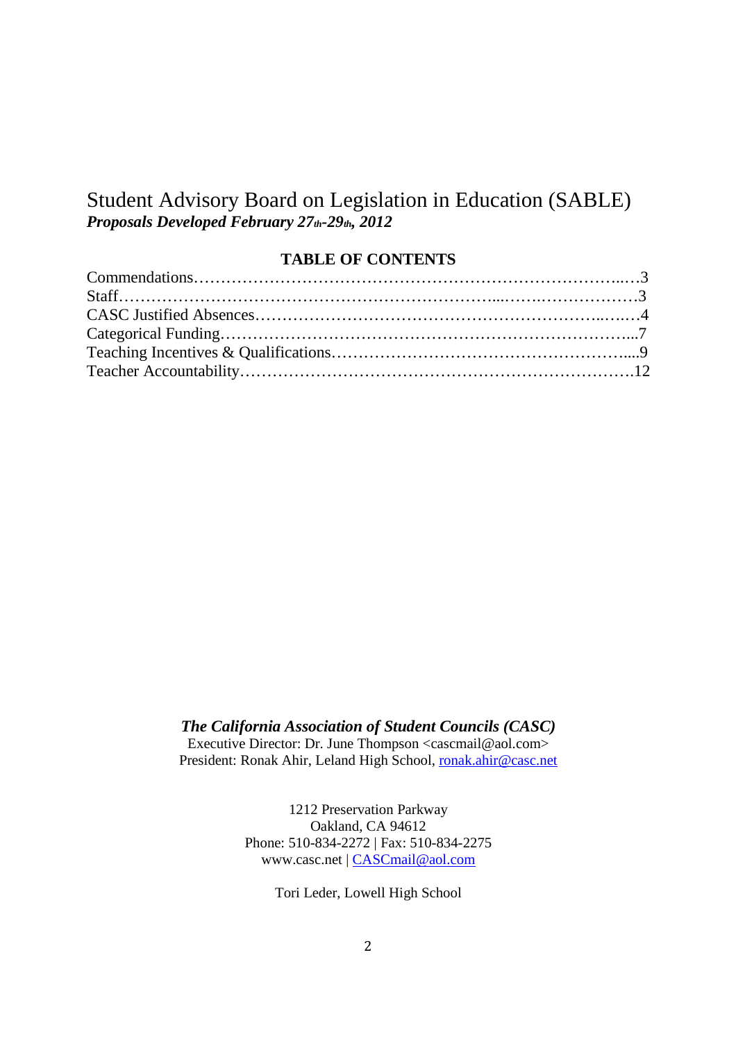# Student Advisory Board on Legislation in Education (SABLE)

***Proposals Developed February 27th-29th, 2012***

**TABLE OF CONTENTS**

| | |
|---|---|
| Commendations | 3 |
| Staff | 3 |
| CASC Justified Absences | 4 |
| Categorical Funding | 7 |
| Teaching Incentives & Qualifications | 9 |
| Teacher Accountability | 12 |

***The California Association of Student Councils (CASC)***

Executive Director: Dr. June Thompson <cascmail@aol.com>

President: Ronak Ahir, Leland High School, ronak.ahir@casc.net

1212 Preservation Parkway

Oakland, CA 94612

Phone: 510-834-2272 | Fax: 510-834-2275

www.casc.net | CASCmail@aol.com

Tori Leder, Lowell High School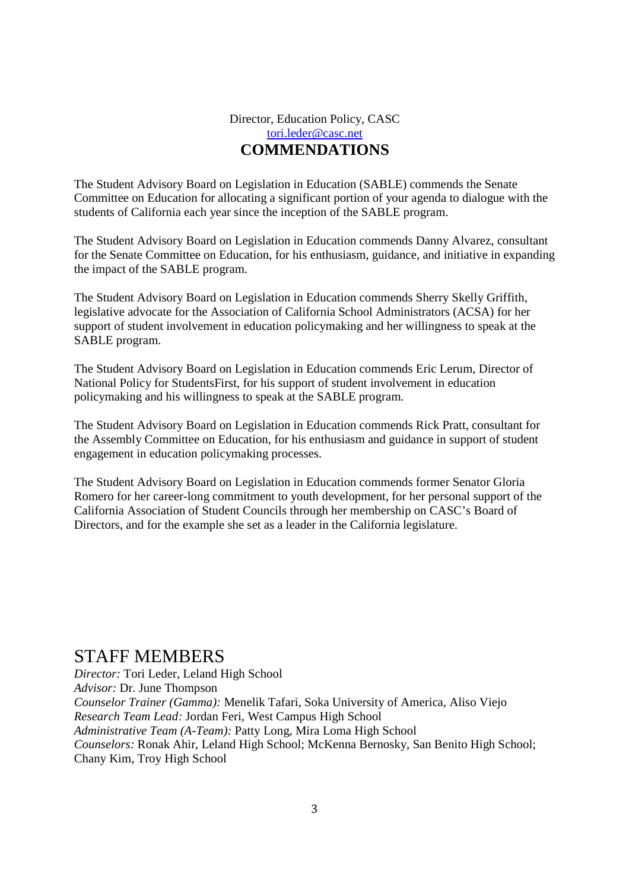Director, Education Policy, CASC
[tori.leder@casc.net](mailto:tori.leder@casc.net)

## COMMENDATIONS

The Student Advisory Board on Legislation in Education (SABLE) commends the Senate Committee on Education for allocating a significant portion of your agenda to dialogue with the students of California each year since the inception of the SABLE program.

The Student Advisory Board on Legislation in Education commends Danny Alvarez, consultant for the Senate Committee on Education, for his enthusiasm, guidance, and initiative in expanding the impact of the SABLE program.

The Student Advisory Board on Legislation in Education commends Sherry Skelly Griffith, legislative advocate for the Association of California School Administrators (ACSA) for her support of student involvement in education policymaking and her willingness to speak at the SABLE program.

The Student Advisory Board on Legislation in Education commends Eric Lerum, Director of National Policy for StudentsFirst, for his support of student involvement in education policymaking and his willingness to speak at the SABLE program.

The Student Advisory Board on Legislation in Education commends Rick Pratt, consultant for the Assembly Committee on Education, for his enthusiasm and guidance in support of student engagement in education policymaking processes.

The Student Advisory Board on Legislation in Education commends former Senator Gloria Romero for her career-long commitment to youth development, for her personal support of the California Association of Student Councils through her membership on CASC's Board of Directors, and for the example she set as a leader in the California legislature.

## STAFF MEMBERS

*Director:* Tori Leder, Leland High School
*Advisor:* Dr. June Thompson
*Counselor Trainer (Gamma):* Menelik Tafari, Soka University of America, Aliso Viejo
*Research Team Lead:* Jordan Feri, West Campus High School
*Administrative Team (A-Team):* Patty Long, Mira Loma High School
*Counselors:* Ronak Ahir, Leland High School; McKenna Bernosky, San Benito High School; Chany Kim, Troy High School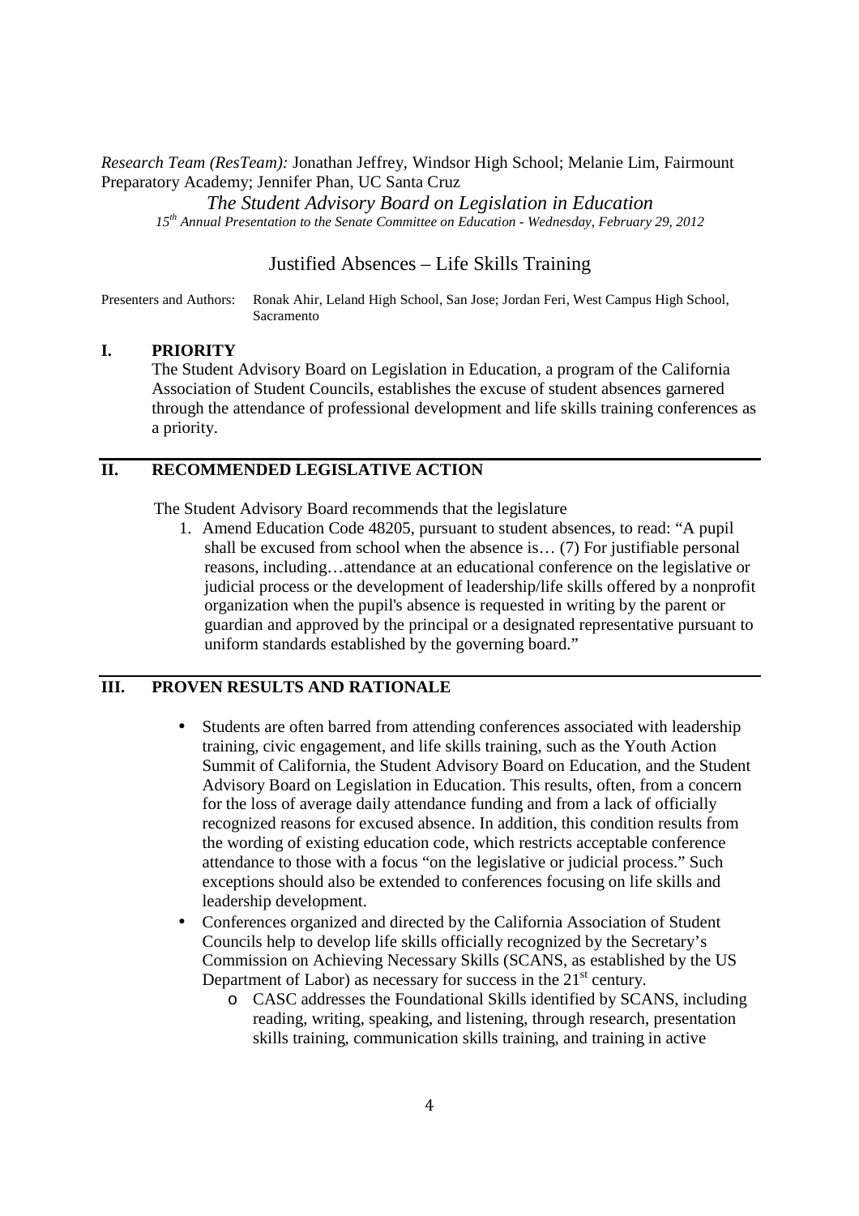*Research Team (ResTeam):* Jonathan Jeffrey, Windsor High School; Melanie Lim, Fairmount Preparatory Academy; Jennifer Phan, UC Santa Cruz

*The Student Advisory Board on Legislation in Education*

*15th Annual Presentation to the Senate Committee on Education - Wednesday, February 29, 2012*

## Justified Absences – Life Skills Training

Presenters and Authors: Ronak Ahir, Leland High School, San Jose; Jordan Feri, West Campus High School, Sacramento

### I. PRIORITY

The Student Advisory Board on Legislation in Education, a program of the California Association of Student Councils, establishes the excuse of student absences garnered through the attendance of professional development and life skills training conferences as a priority.

### II. RECOMMENDED LEGISLATIVE ACTION

The Student Advisory Board recommends that the legislature

1. Amend Education Code 48205, pursuant to student absences, to read: "A pupil shall be excused from school when the absence is… (7) For justifiable personal reasons, including…attendance at an educational conference on the legislative or judicial process or the development of leadership/life skills offered by a nonprofit organization when the pupil's absence is requested in writing by the parent or guardian and approved by the principal or a designated representative pursuant to uniform standards established by the governing board."

### III. PROVEN RESULTS AND RATIONALE

- Students are often barred from attending conferences associated with leadership training, civic engagement, and life skills training, such as the Youth Action Summit of California, the Student Advisory Board on Education, and the Student Advisory Board on Legislation in Education. This results, often, from a concern for the loss of average daily attendance funding and from a lack of officially recognized reasons for excused absence. In addition, this condition results from the wording of existing education code, which restricts acceptable conference attendance to those with a focus "on the legislative or judicial process." Such exceptions should also be extended to conferences focusing on life skills and leadership development.
- Conferences organized and directed by the California Association of Student Councils help to develop life skills officially recognized by the Secretary's Commission on Achieving Necessary Skills (SCANS, as established by the US Department of Labor) as necessary for success in the 21st century.
  - CASC addresses the Foundational Skills identified by SCANS, including reading, writing, speaking, and listening, through research, presentation skills training, communication skills training, and training in active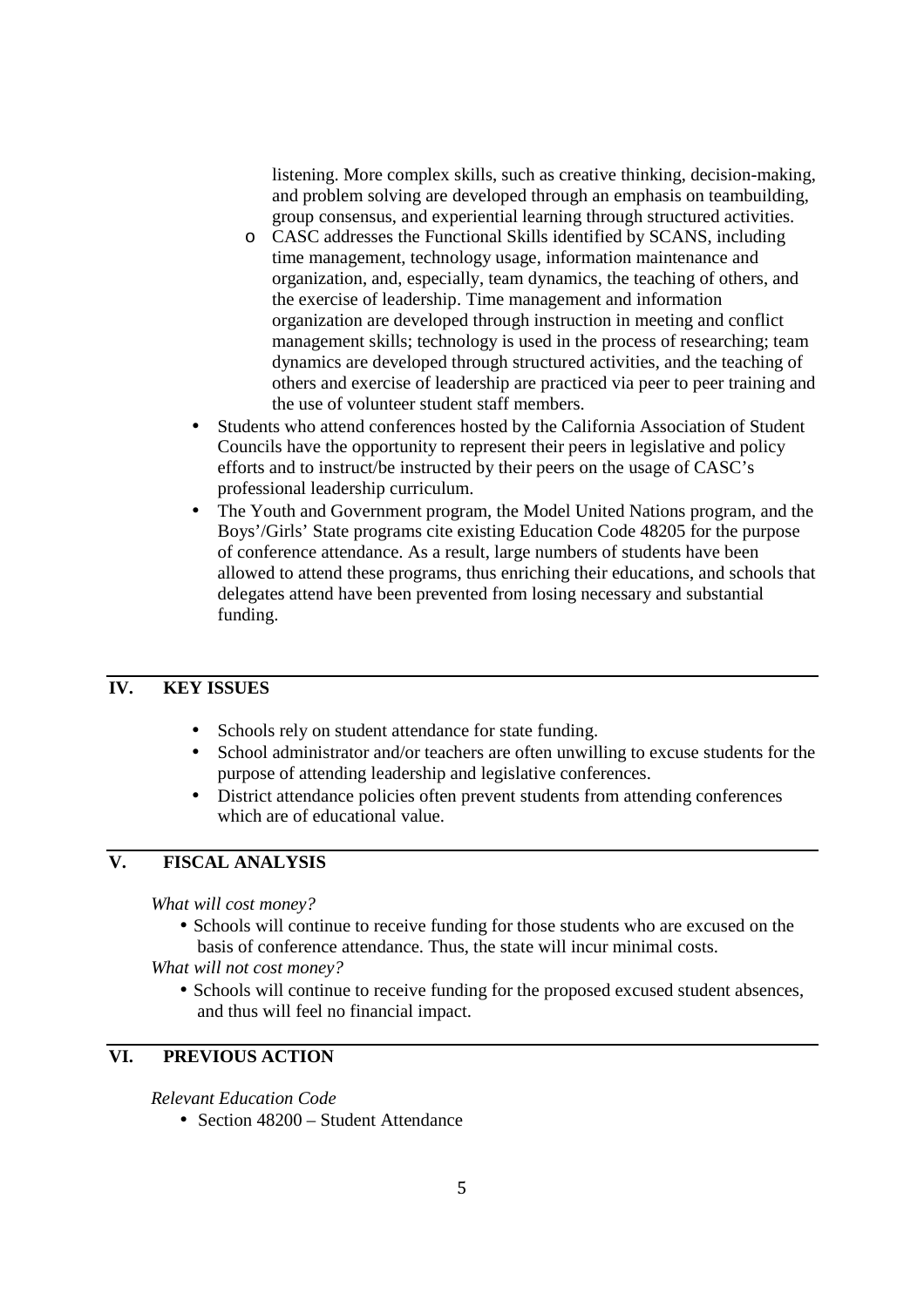listening. More complex skills, such as creative thinking, decision-making, and problem solving are developed through an emphasis on teambuilding, group consensus, and experiential learning through structured activities.
  - CASC addresses the Functional Skills identified by SCANS, including time management, technology usage, information maintenance and organization, and, especially, team dynamics, the teaching of others, and the exercise of leadership. Time management and information organization are developed through instruction in meeting and conflict management skills; technology is used in the process of researching; team dynamics are developed through structured activities, and the teaching of others and exercise of leadership are practiced via peer to peer training and the use of volunteer student staff members.
- Students who attend conferences hosted by the California Association of Student Councils have the opportunity to represent their peers in legislative and policy efforts and to instruct/be instructed by their peers on the usage of CASC's professional leadership curriculum.
- The Youth and Government program, the Model United Nations program, and the Boys'/Girls' State programs cite existing Education Code 48205 for the purpose of conference attendance. As a result, large numbers of students have been allowed to attend these programs, thus enriching their educations, and schools that delegates attend have been prevented from losing necessary and substantial funding.

## IV. KEY ISSUES

- Schools rely on student attendance for state funding.
- School administrator and/or teachers are often unwilling to excuse students for the purpose of attending leadership and legislative conferences.
- District attendance policies often prevent students from attending conferences which are of educational value.

## V. FISCAL ANALYSIS

*What will cost money?*

- Schools will continue to receive funding for those students who are excused on the basis of conference attendance. Thus, the state will incur minimal costs.

*What will not cost money?*

- Schools will continue to receive funding for the proposed excused student absences, and thus will feel no financial impact.

## VI. PREVIOUS ACTION

*Relevant Education Code*

- Section 48200 – Student Attendance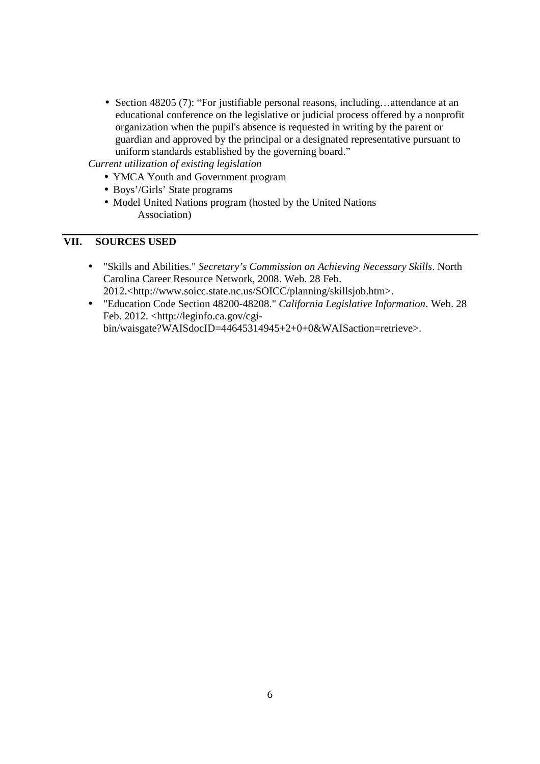- Section 48205 (7): "For justifiable personal reasons, including…attendance at an educational conference on the legislative or judicial process offered by a nonprofit organization when the pupil's absence is requested in writing by the parent or guardian and approved by the principal or a designated representative pursuant to uniform standards established by the governing board."

*Current utilization of existing legislation*

- YMCA Youth and Government program
- Boys'/Girls' State programs
- Model United Nations program (hosted by the United Nations Association)

## VII. SOURCES USED

- "Skills and Abilities." *Secretary's Commission on Achieving Necessary Skills*. North Carolina Career Resource Network, 2008. Web. 28 Feb. 2012.<http://www.soicc.state.nc.us/SOICC/planning/skillsjob.htm>.
- "Education Code Section 48200-48208." *California Legislative Information*. Web. 28 Feb. 2012. <http://leginfo.ca.gov/cgi-bin/waisgate?WAISdocID=44645314945+2+0+0&WAISaction=retrieve>.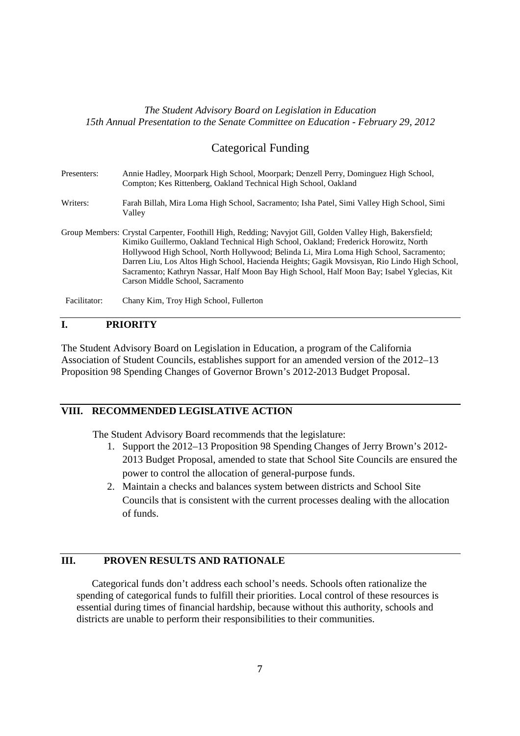*The Student Advisory Board on Legislation in Education*
*15th Annual Presentation to the Senate Committee on Education - February 29, 2012*

# Categorical Funding

**Presenters:** Annie Hadley, Moorpark High School, Moorpark; Denzell Perry, Dominguez High School, Compton; Kes Rittenberg, Oakland Technical High School, Oakland

**Writers:** Farah Billah, Mira Loma High School, Sacramento; Isha Patel, Simi Valley High School, Simi Valley

**Group Members:** Crystal Carpenter, Foothill High, Redding; Navyjot Gill, Golden Valley High, Bakersfield; Kimiko Guillermo, Oakland Technical High School, Oakland; Frederick Horowitz, North Hollywood High School, North Hollywood; Belinda Li, Mira Loma High School, Sacramento; Darren Liu, Los Altos High School, Hacienda Heights; Gagik Movsisyan, Rio Lindo High School, Sacramento; Kathryn Nassar, Half Moon Bay High School, Half Moon Bay; Isabel Yglecias, Kit Carson Middle School, Sacramento

**Facilitator:** Chany Kim, Troy High School, Fullerton

## I. PRIORITY

The Student Advisory Board on Legislation in Education, a program of the California Association of Student Councils, establishes support for an amended version of the 2012–13 Proposition 98 Spending Changes of Governor Brown's 2012-2013 Budget Proposal.

## VIII. RECOMMENDED LEGISLATIVE ACTION

The Student Advisory Board recommends that the legislature:

1. Support the 2012–13 Proposition 98 Spending Changes of Jerry Brown's 2012-2013 Budget Proposal, amended to state that School Site Councils are ensured the power to control the allocation of general-purpose funds.
2. Maintain a checks and balances system between districts and School Site Councils that is consistent with the current processes dealing with the allocation of funds.

## III. PROVEN RESULTS AND RATIONALE

Categorical funds don't address each school's needs. Schools often rationalize the spending of categorical funds to fulfill their priorities. Local control of these resources is essential during times of financial hardship, because without this authority, schools and districts are unable to perform their responsibilities to their communities.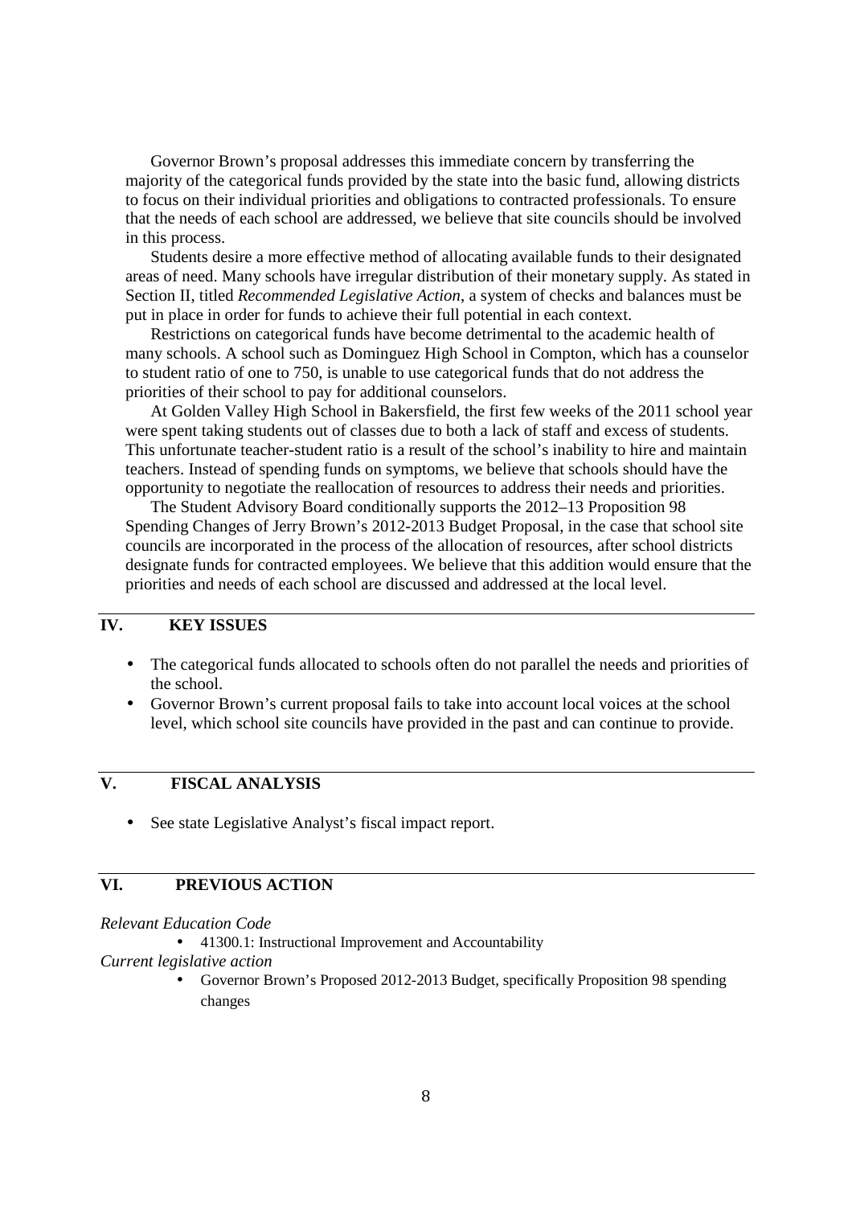Governor Brown's proposal addresses this immediate concern by transferring the majority of the categorical funds provided by the state into the basic fund, allowing districts to focus on their individual priorities and obligations to contracted professionals. To ensure that the needs of each school are addressed, we believe that site councils should be involved in this process.

Students desire a more effective method of allocating available funds to their designated areas of need. Many schools have irregular distribution of their monetary supply. As stated in Section II, titled *Recommended Legislative Action*, a system of checks and balances must be put in place in order for funds to achieve their full potential in each context.

Restrictions on categorical funds have become detrimental to the academic health of many schools. A school such as Dominguez High School in Compton, which has a counselor to student ratio of one to 750, is unable to use categorical funds that do not address the priorities of their school to pay for additional counselors.

At Golden Valley High School in Bakersfield, the first few weeks of the 2011 school year were spent taking students out of classes due to both a lack of staff and excess of students. This unfortunate teacher-student ratio is a result of the school's inability to hire and maintain teachers. Instead of spending funds on symptoms, we believe that schools should have the opportunity to negotiate the reallocation of resources to address their needs and priorities.

The Student Advisory Board conditionally supports the 2012–13 Proposition 98 Spending Changes of Jerry Brown's 2012-2013 Budget Proposal, in the case that school site councils are incorporated in the process of the allocation of resources, after school districts designate funds for contracted employees. We believe that this addition would ensure that the priorities and needs of each school are discussed and addressed at the local level.

## IV. KEY ISSUES

- The categorical funds allocated to schools often do not parallel the needs and priorities of the school.
- Governor Brown's current proposal fails to take into account local voices at the school level, which school site councils have provided in the past and can continue to provide.

## V. FISCAL ANALYSIS

- See state Legislative Analyst's fiscal impact report.

## VI. PREVIOUS ACTION

*Relevant Education Code*

- 41300.1: Instructional Improvement and Accountability

*Current legislative action*

- Governor Brown's Proposed 2012-2013 Budget, specifically Proposition 98 spending changes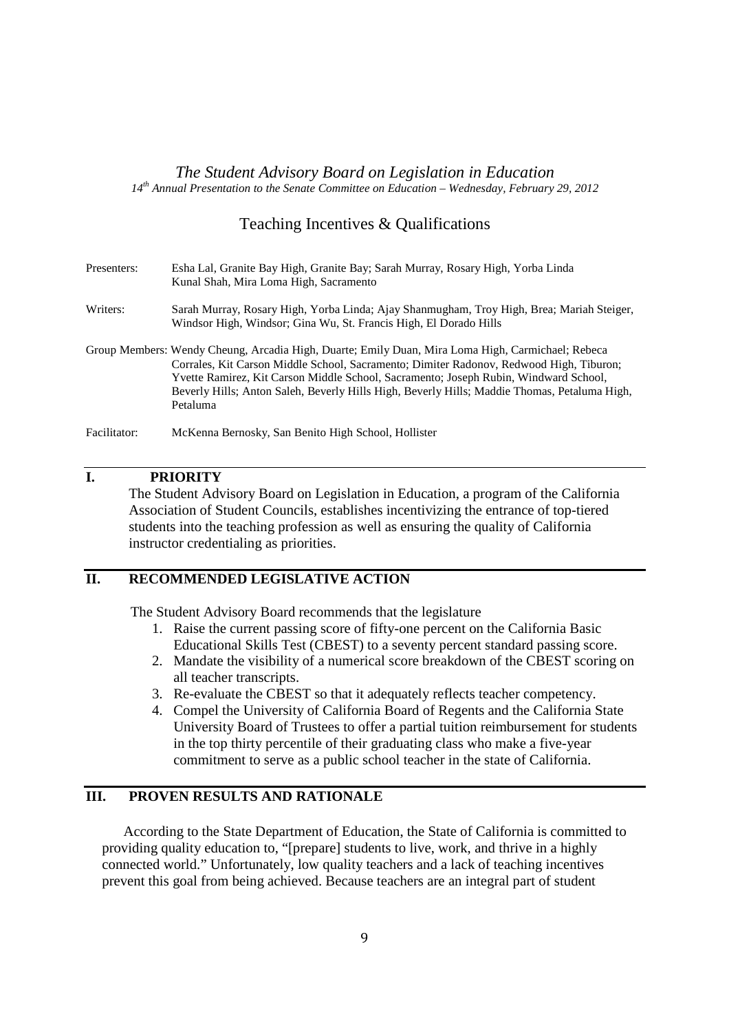*The Student Advisory Board on Legislation in Education*

*14th Annual Presentation to the Senate Committee on Education – Wednesday, February 29, 2012*

# Teaching Incentives & Qualifications

Presenters: Esha Lal, Granite Bay High, Granite Bay; Sarah Murray, Rosary High, Yorba Linda Kunal Shah, Mira Loma High, Sacramento

Writers: Sarah Murray, Rosary High, Yorba Linda; Ajay Shanmugham, Troy High, Brea; Mariah Steiger, Windsor High, Windsor; Gina Wu, St. Francis High, El Dorado Hills

Group Members: Wendy Cheung, Arcadia High, Duarte; Emily Duan, Mira Loma High, Carmichael; Rebeca Corrales, Kit Carson Middle School, Sacramento; Dimiter Radonov, Redwood High, Tiburon; Yvette Ramirez, Kit Carson Middle School, Sacramento; Joseph Rubin, Windward School, Beverly Hills; Anton Saleh, Beverly Hills High, Beverly Hills; Maddie Thomas, Petaluma High, Petaluma

Facilitator: McKenna Bernosky, San Benito High School, Hollister

## I. PRIORITY

The Student Advisory Board on Legislation in Education, a program of the California Association of Student Councils, establishes incentivizing the entrance of top-tiered students into the teaching profession as well as ensuring the quality of California instructor credentialing as priorities.

## II. RECOMMENDED LEGISLATIVE ACTION

The Student Advisory Board recommends that the legislature

1. Raise the current passing score of fifty-one percent on the California Basic Educational Skills Test (CBEST) to a seventy percent standard passing score.
2. Mandate the visibility of a numerical score breakdown of the CBEST scoring on all teacher transcripts.
3. Re-evaluate the CBEST so that it adequately reflects teacher competency.
4. Compel the University of California Board of Regents and the California State University Board of Trustees to offer a partial tuition reimbursement for students in the top thirty percentile of their graduating class who make a five-year commitment to serve as a public school teacher in the state of California.

## III. PROVEN RESULTS AND RATIONALE

According to the State Department of Education, the State of California is committed to providing quality education to, "[prepare] students to live, work, and thrive in a highly connected world." Unfortunately, low quality teachers and a lack of teaching incentives prevent this goal from being achieved. Because teachers are an integral part of student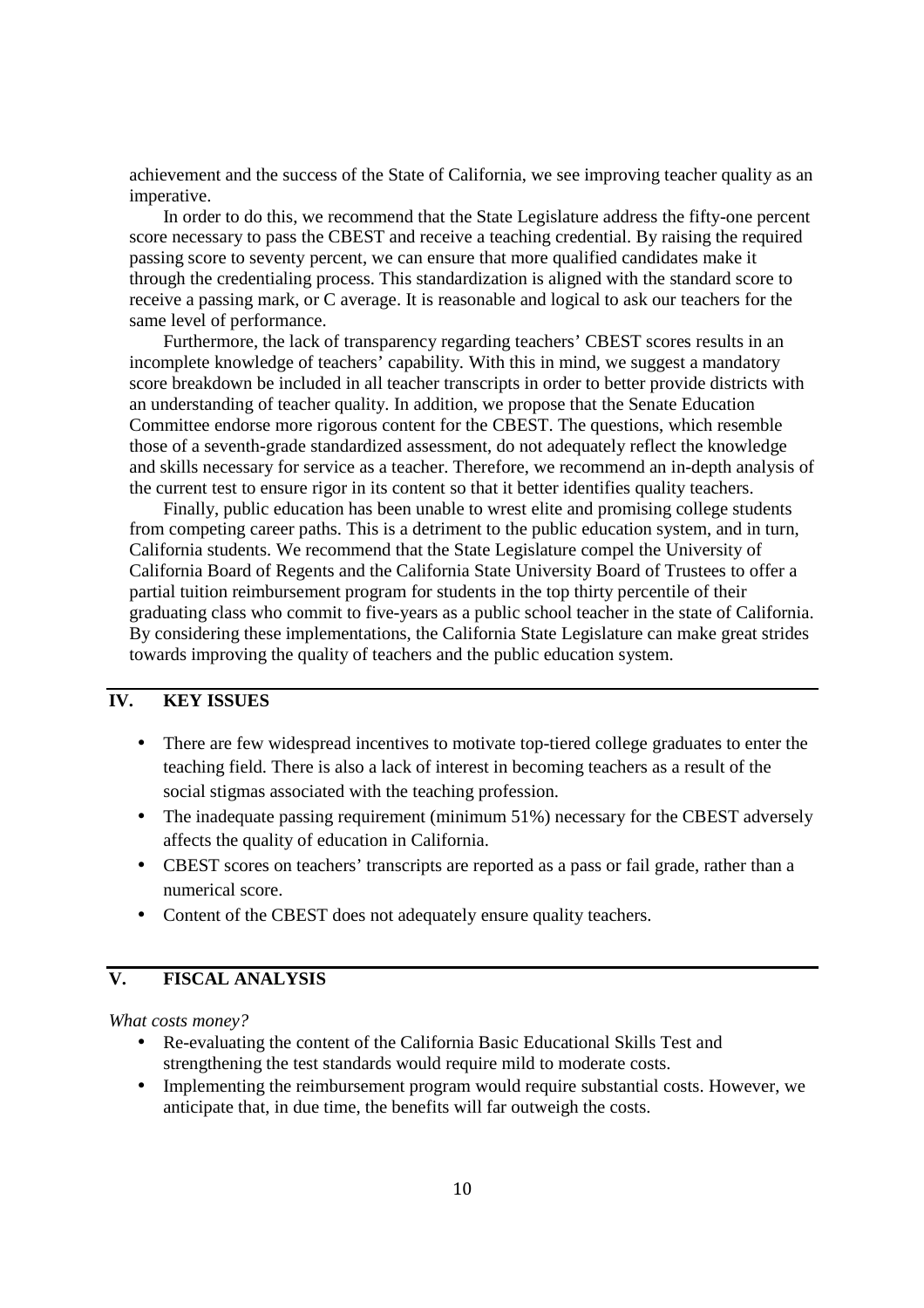achievement and the success of the State of California, we see improving teacher quality as an imperative.

In order to do this, we recommend that the State Legislature address the fifty-one percent score necessary to pass the CBEST and receive a teaching credential. By raising the required passing score to seventy percent, we can ensure that more qualified candidates make it through the credentialing process. This standardization is aligned with the standard score to receive a passing mark, or C average. It is reasonable and logical to ask our teachers for the same level of performance.

Furthermore, the lack of transparency regarding teachers' CBEST scores results in an incomplete knowledge of teachers' capability. With this in mind, we suggest a mandatory score breakdown be included in all teacher transcripts in order to better provide districts with an understanding of teacher quality. In addition, we propose that the Senate Education Committee endorse more rigorous content for the CBEST. The questions, which resemble those of a seventh-grade standardized assessment, do not adequately reflect the knowledge and skills necessary for service as a teacher. Therefore, we recommend an in-depth analysis of the current test to ensure rigor in its content so that it better identifies quality teachers.

Finally, public education has been unable to wrest elite and promising college students from competing career paths. This is a detriment to the public education system, and in turn, California students. We recommend that the State Legislature compel the University of California Board of Regents and the California State University Board of Trustees to offer a partial tuition reimbursement program for students in the top thirty percentile of their graduating class who commit to five-years as a public school teacher in the state of California. By considering these implementations, the California State Legislature can make great strides towards improving the quality of teachers and the public education system.

## IV. KEY ISSUES

- There are few widespread incentives to motivate top-tiered college graduates to enter the teaching field. There is also a lack of interest in becoming teachers as a result of the social stigmas associated with the teaching profession.
- The inadequate passing requirement (minimum 51%) necessary for the CBEST adversely affects the quality of education in California.
- CBEST scores on teachers' transcripts are reported as a pass or fail grade, rather than a numerical score.
- Content of the CBEST does not adequately ensure quality teachers.

## V. FISCAL ANALYSIS

*What costs money?*

- Re-evaluating the content of the California Basic Educational Skills Test and strengthening the test standards would require mild to moderate costs.
- Implementing the reimbursement program would require substantial costs. However, we anticipate that, in due time, the benefits will far outweigh the costs.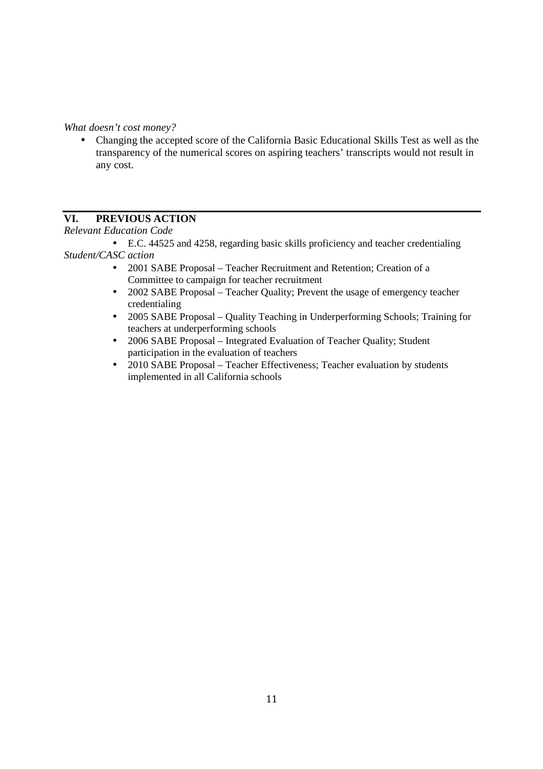*What doesn't cost money?*

- Changing the accepted score of the California Basic Educational Skills Test as well as the transparency of the numerical scores on aspiring teachers' transcripts would not result in any cost.

## VI. PREVIOUS ACTION

*Relevant Education Code*

- E.C. 44525 and 4258, regarding basic skills proficiency and teacher credentialing

*Student/CASC action*

- 2001 SABE Proposal – Teacher Recruitment and Retention; Creation of a Committee to campaign for teacher recruitment
- 2002 SABE Proposal – Teacher Quality; Prevent the usage of emergency teacher credentialing
- 2005 SABE Proposal – Quality Teaching in Underperforming Schools; Training for teachers at underperforming schools
- 2006 SABE Proposal – Integrated Evaluation of Teacher Quality; Student participation in the evaluation of teachers
- 2010 SABE Proposal – Teacher Effectiveness; Teacher evaluation by students implemented in all California schools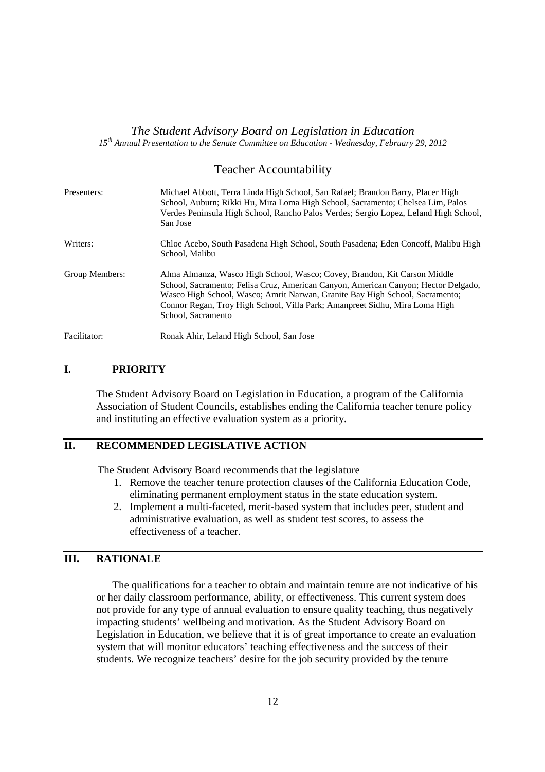*The Student Advisory Board on Legislation in Education*

*15th Annual Presentation to the Senate Committee on Education - Wednesday, February 29, 2012*

## Teacher Accountability

| | |
|---|---|
| Presenters: | Michael Abbott, Terra Linda High School, San Rafael; Brandon Barry, Placer High School, Auburn; Rikki Hu, Mira Loma High School, Sacramento; Chelsea Lim, Palos Verdes Peninsula High School, Rancho Palos Verdes; Sergio Lopez, Leland High School, San Jose |
| Writers: | Chloe Acebo, South Pasadena High School, South Pasadena; Eden Concoff, Malibu High School, Malibu |
| Group Members: | Alma Almanza, Wasco High School, Wasco; Covey, Brandon, Kit Carson Middle School, Sacramento; Felisa Cruz, American Canyon, American Canyon; Hector Delgado, Wasco High School, Wasco; Amrit Narwan, Granite Bay High School, Sacramento; Connor Regan, Troy High School, Villa Park; Amanpreet Sidhu, Mira Loma High School, Sacramento |
| Facilitator: | Ronak Ahir, Leland High School, San Jose |

## I. PRIORITY

The Student Advisory Board on Legislation in Education, a program of the California Association of Student Councils, establishes ending the California teacher tenure policy and instituting an effective evaluation system as a priority.

## II. RECOMMENDED LEGISLATIVE ACTION

The Student Advisory Board recommends that the legislature

1. Remove the teacher tenure protection clauses of the California Education Code, eliminating permanent employment status in the state education system.
2. Implement a multi-faceted, merit-based system that includes peer, student and administrative evaluation, as well as student test scores, to assess the effectiveness of a teacher.

## III. RATIONALE

The qualifications for a teacher to obtain and maintain tenure are not indicative of his or her daily classroom performance, ability, or effectiveness. This current system does not provide for any type of annual evaluation to ensure quality teaching, thus negatively impacting students' wellbeing and motivation. As the Student Advisory Board on Legislation in Education, we believe that it is of great importance to create an evaluation system that will monitor educators' teaching effectiveness and the success of their students. We recognize teachers' desire for the job security provided by the tenure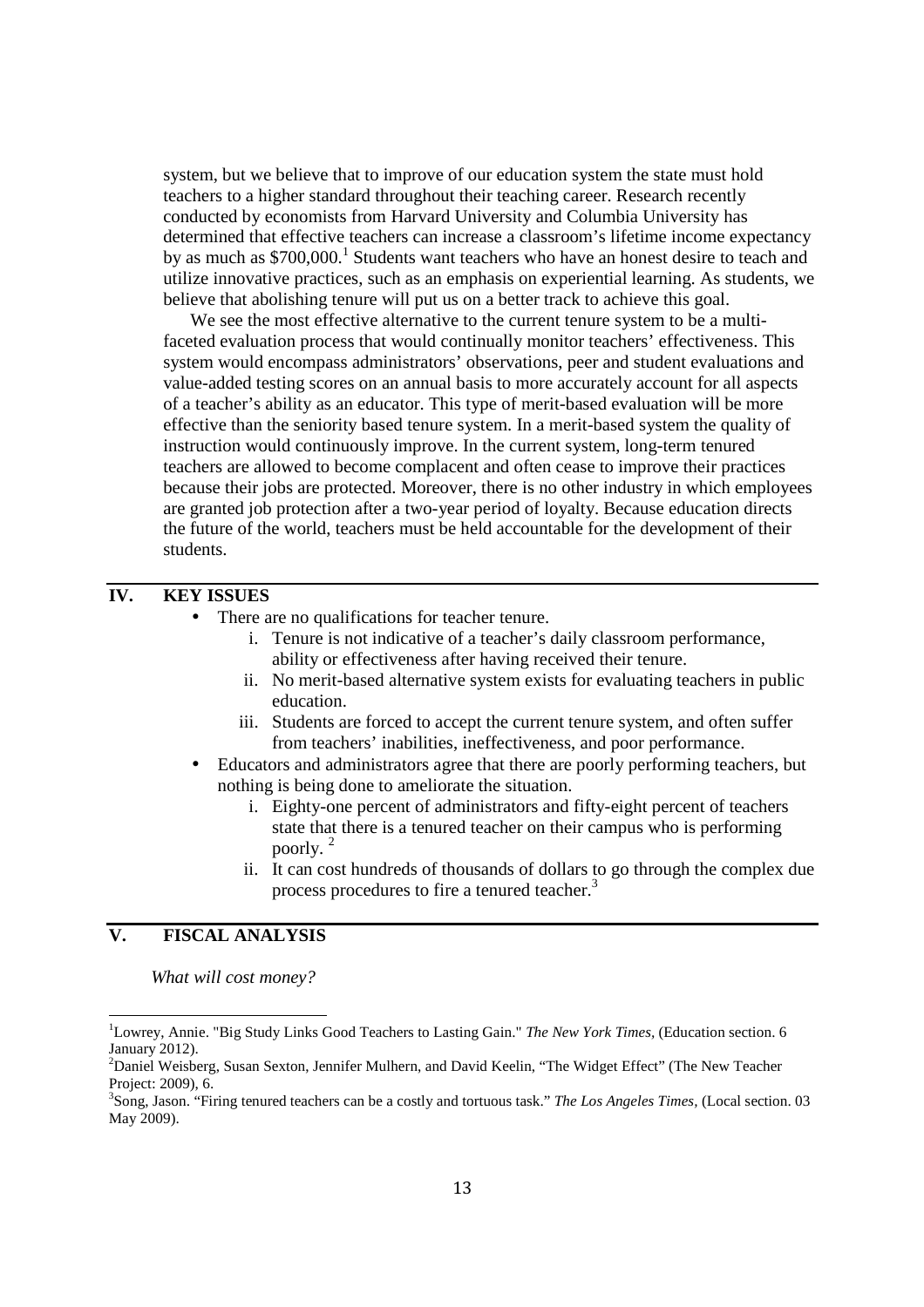system, but we believe that to improve of our education system the state must hold teachers to a higher standard throughout their teaching career. Research recently conducted by economists from Harvard University and Columbia University has determined that effective teachers can increase a classroom's lifetime income expectancy by as much as $700,000.[1] Students want teachers who have an honest desire to teach and utilize innovative practices, such as an emphasis on experiential learning. As students, we believe that abolishing tenure will put us on a better track to achieve this goal.

We see the most effective alternative to the current tenure system to be a multi-faceted evaluation process that would continually monitor teachers' effectiveness. This system would encompass administrators' observations, peer and student evaluations and value-added testing scores on an annual basis to more accurately account for all aspects of a teacher's ability as an educator. This type of merit-based evaluation will be more effective than the seniority based tenure system. In a merit-based system the quality of instruction would continuously improve. In the current system, long-term tenured teachers are allowed to become complacent and often cease to improve their practices because their jobs are protected. Moreover, there is no other industry in which employees are granted job protection after a two-year period of loyalty. Because education directs the future of the world, teachers must be held accountable for the development of their students.

## IV. KEY ISSUES

- There are no qualifications for teacher tenure.
  - i. Tenure is not indicative of a teacher's daily classroom performance, ability or effectiveness after having received their tenure.
  - ii. No merit-based alternative system exists for evaluating teachers in public education.
  - iii. Students are forced to accept the current tenure system, and often suffer from teachers' inabilities, ineffectiveness, and poor performance.
- Educators and administrators agree that there are poorly performing teachers, but nothing is being done to ameliorate the situation.
  - i. Eighty-one percent of administrators and fifty-eight percent of teachers state that there is a tenured teacher on their campus who is performing poorly. [2]
  - ii. It can cost hundreds of thousands of dollars to go through the complex due process procedures to fire a tenured teacher.[3]

## V. FISCAL ANALYSIS

*What will cost money?*

---

[1] Lowrey, Annie. "Big Study Links Good Teachers to Lasting Gain." *The New York Times*, (Education section. 6 January 2012).

[2] Daniel Weisberg, Susan Sexton, Jennifer Mulhern, and David Keelin, "The Widget Effect" (The New Teacher Project: 2009), 6.

[3] Song, Jason. "Firing tenured teachers can be a costly and tortuous task." *The Los Angeles Times*, (Local section. 03 May 2009).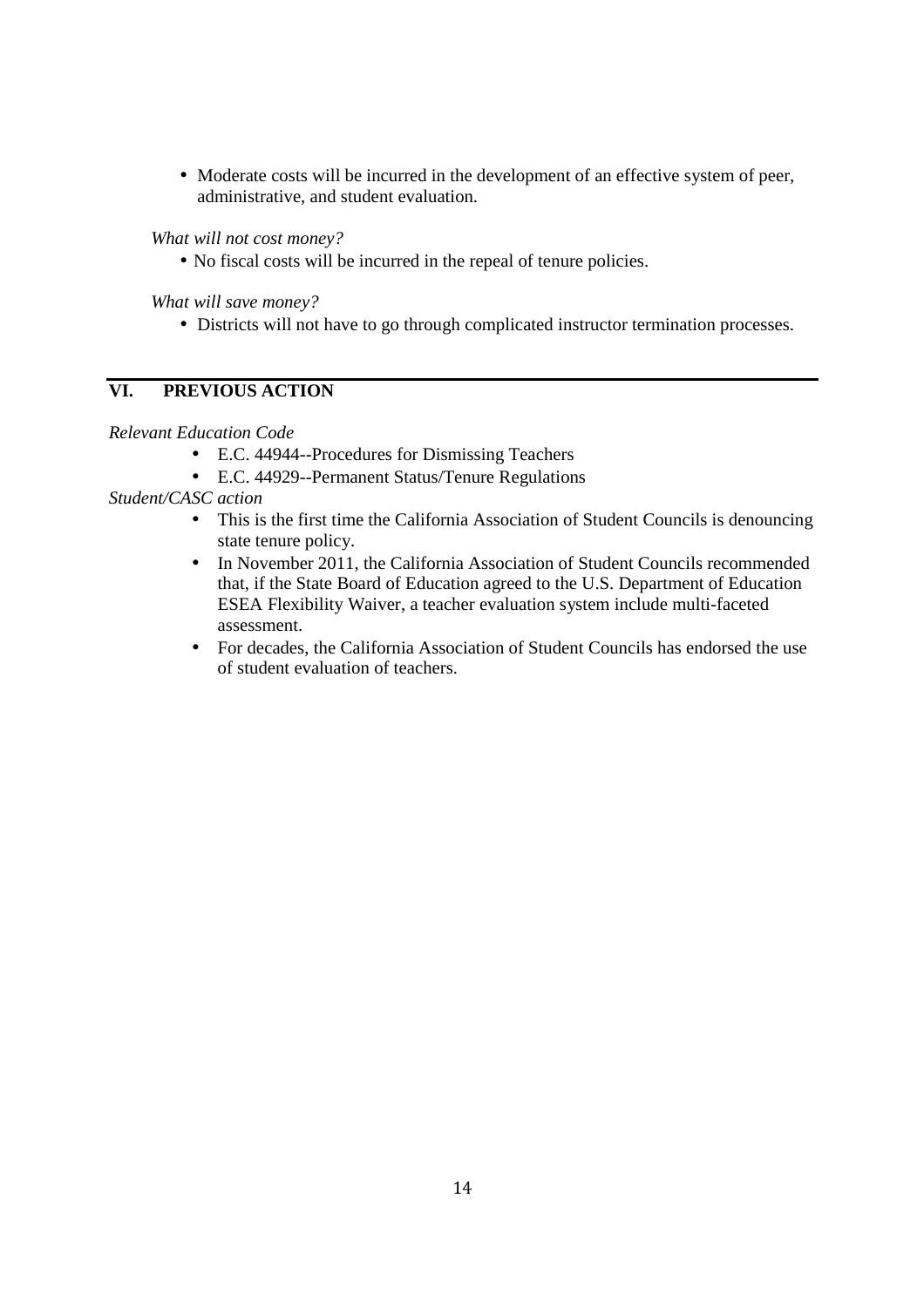- Moderate costs will be incurred in the development of an effective system of peer, administrative, and student evaluation.

*What will not cost money?*

- No fiscal costs will be incurred in the repeal of tenure policies.

*What will save money?*

- Districts will not have to go through complicated instructor termination processes.

## VI. PREVIOUS ACTION

*Relevant Education Code*

- E.C. 44944--Procedures for Dismissing Teachers
- E.C. 44929--Permanent Status/Tenure Regulations

*Student/CASC action*

- This is the first time the California Association of Student Councils is denouncing state tenure policy.
- In November 2011, the California Association of Student Councils recommended that, if the State Board of Education agreed to the U.S. Department of Education ESEA Flexibility Waiver, a teacher evaluation system include multi-faceted assessment.
- For decades, the California Association of Student Councils has endorsed the use of student evaluation of teachers.